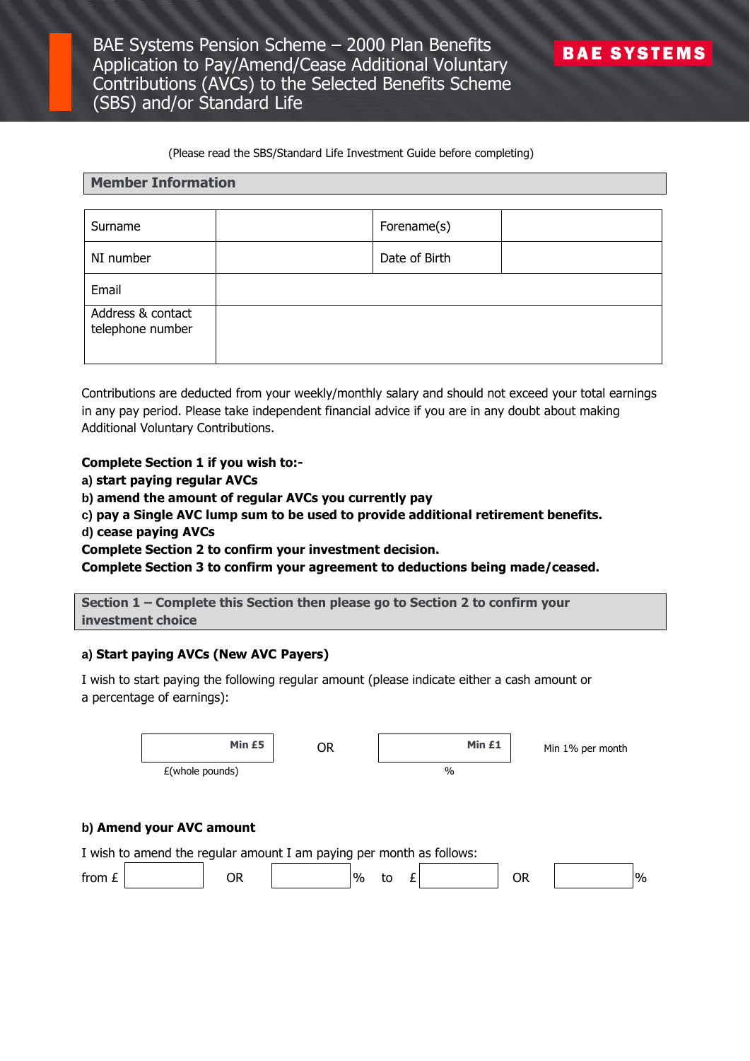# BAE Systems Pension Scheme – 2000 Plan Benefits Application to Pay/Amend/Cease Additional Voluntary Contributions (AVCs) to the Selected Benefits Scheme (SBS) and/or Standard Life

BAE SYSTEMS

(Please read the SBS/Standard Life Investment Guide before completing)

## Member Information

| Surname | | Forename(s) | |
|---|---|---|---|
| NI number | | Date of Birth | |
| Email | | | |
| Address & contact telephone number | | | |

Contributions are deducted from your weekly/monthly salary and should not exceed your total earnings in any pay period. Please take independent financial advice if you are in any doubt about making Additional Voluntary Contributions.

**Complete Section 1 if you wish to:-**
**a) start paying regular AVCs**
**b) amend the amount of regular AVCs you currently pay**
**c) pay a Single AVC lump sum to be used to provide additional retirement benefits.**
**d) cease paying AVCs**
**Complete Section 2 to confirm your investment decision.**
**Complete Section 3 to confirm your agreement to deductions being made/ceased.**

## Section 1 – Complete this Section then please go to Section 2 to confirm your investment choice

### a) Start paying AVCs (New AVC Payers)

I wish to start paying the following regular amount (please indicate either a cash amount or a percentage of earnings):

| Min £5 | OR | Min £1 | Min 1% per month |
|---|---|---|---|
| £(whole pounds) | | % | |

### b) Amend your AVC amount

I wish to amend the regular amount I am paying per month as follows:

from £ ________ OR ________ % to £ ________ OR ________ %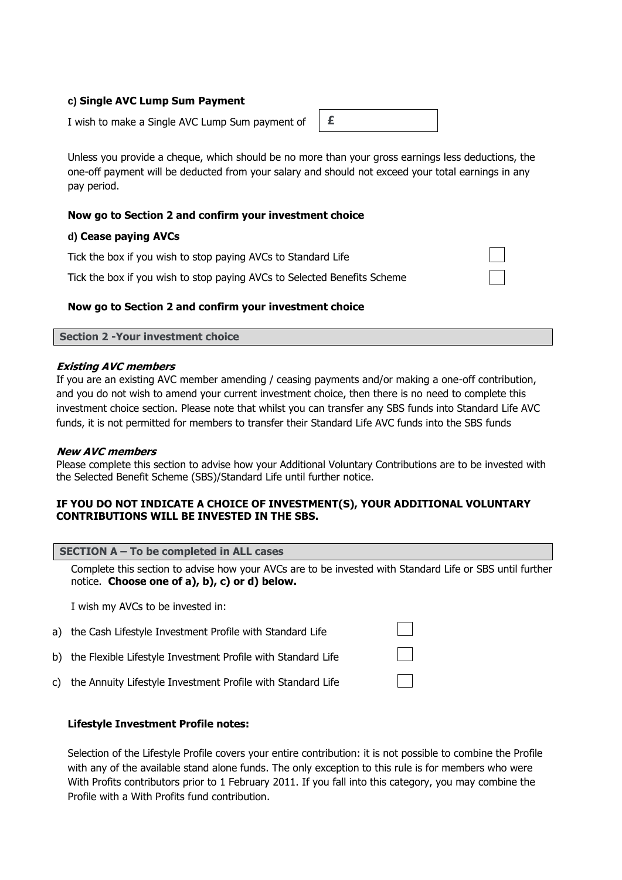**c) Single AVC Lump Sum Payment**

I wish to make a Single AVC Lump Sum payment of £ ____________

Unless you provide a cheque, which should be no more than your gross earnings less deductions, the one-off payment will be deducted from your salary and should not exceed your total earnings in any pay period.

**Now go to Section 2 and confirm your investment choice**

**d) Cease paying AVCs**

Tick the box if you wish to stop paying AVCs to Standard Life ☐

Tick the box if you wish to stop paying AVCs to Selected Benefits Scheme ☐

**Now go to Section 2 and confirm your investment choice**

## Section 2 -Your investment choice

***Existing AVC members***

If you are an existing AVC member amending / ceasing payments and/or making a one-off contribution, and you do not wish to amend your current investment choice, then there is no need to complete this investment choice section. Please note that whilst you can transfer any SBS funds into Standard Life AVC funds, it is not permitted for members to transfer their Standard Life AVC funds into the SBS funds

***New AVC members***

Please complete this section to advise how your Additional Voluntary Contributions are to be invested with the Selected Benefit Scheme (SBS)/Standard Life until further notice.

**IF YOU DO NOT INDICATE A CHOICE OF INVESTMENT(S), YOUR ADDITIONAL VOLUNTARY CONTRIBUTIONS WILL BE INVESTED IN THE SBS.**

### SECTION A – To be completed in ALL cases

Complete this section to advise how your AVCs are to be invested with Standard Life or SBS until further notice. **Choose one of a), b), c) or d) below.**

I wish my AVCs to be invested in:

a) the Cash Lifestyle Investment Profile with Standard Life ☐

b) the Flexible Lifestyle Investment Profile with Standard Life ☐

c) the Annuity Lifestyle Investment Profile with Standard Life ☐

**Lifestyle Investment Profile notes:**

Selection of the Lifestyle Profile covers your entire contribution: it is not possible to combine the Profile with any of the available stand alone funds. The only exception to this rule is for members who were With Profits contributors prior to 1 February 2011. If you fall into this category, you may combine the Profile with a With Profits fund contribution.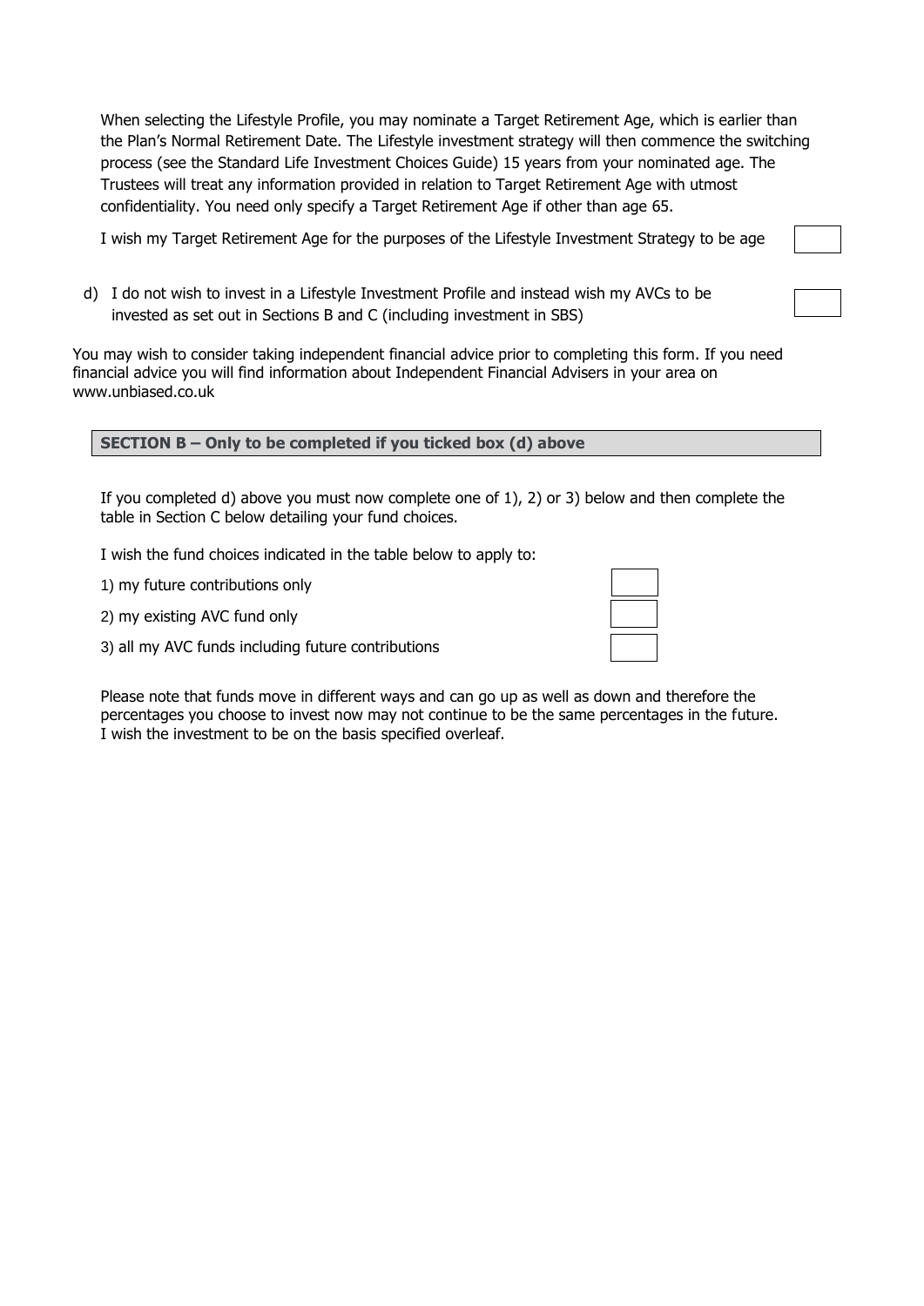When selecting the Lifestyle Profile, you may nominate a Target Retirement Age, which is earlier than the Plan's Normal Retirement Date. The Lifestyle investment strategy will then commence the switching process (see the Standard Life Investment Choices Guide) 15 years from your nominated age. The Trustees will treat any information provided in relation to Target Retirement Age with utmost confidentiality. You need only specify a Target Retirement Age if other than age 65.

I wish my Target Retirement Age for the purposes of the Lifestyle Investment Strategy to be age ☐

d) I do not wish to invest in a Lifestyle Investment Profile and instead wish my AVCs to be invested as set out in Sections B and C (including investment in SBS) ☐

You may wish to consider taking independent financial advice prior to completing this form. If you need financial advice you will find information about Independent Financial Advisers in your area on www.unbiased.co.uk

## SECTION B – Only to be completed if you ticked box (d) above

If you completed d) above you must now complete one of 1), 2) or 3) below and then complete the table in Section C below detailing your fund choices.

I wish the fund choices indicated in the table below to apply to:

1) my future contributions only ☐

2) my existing AVC fund only ☐

3) all my AVC funds including future contributions ☐

Please note that funds move in different ways and can go up as well as down and therefore the percentages you choose to invest now may not continue to be the same percentages in the future. I wish the investment to be on the basis specified overleaf.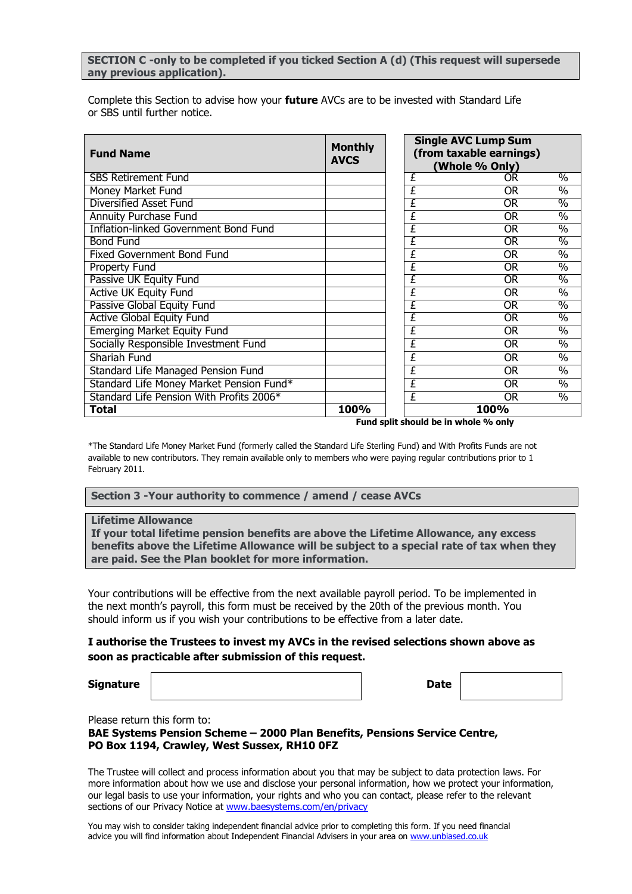**SECTION C -only to be completed if you ticked Section A (d) (This request will supersede any previous application).**

Complete this Section to advise how your **future** AVCs are to be invested with Standard Life or SBS until further notice.

| Fund Name | Monthly AVCS | Single AVC Lump Sum (from taxable earnings) (Whole % Only) | | |
|---|---|---|---|---|
| SBS Retirement Fund | | £ | OR | % |
| Money Market Fund | | £ | OR | % |
| Diversified Asset Fund | | £ | OR | % |
| Annuity Purchase Fund | | £ | OR | % |
| Inflation-linked Government Bond Fund | | £ | OR | % |
| Bond Fund | | £ | OR | % |
| Fixed Government Bond Fund | | £ | OR | % |
| Property Fund | | £ | OR | % |
| Passive UK Equity Fund | | £ | OR | % |
| Active UK Equity Fund | | £ | OR | % |
| Passive Global Equity Fund | | £ | OR | % |
| Active Global Equity Fund | | £ | OR | % |
| Emerging Market Equity Fund | | £ | OR | % |
| Socially Responsible Investment Fund | | £ | OR | % |
| Shariah Fund | | £ | OR | % |
| Standard Life Managed Pension Fund | | £ | OR | % |
| Standard Life Money Market Pension Fund* | | £ | OR | % |
| Standard Life Pension With Profits 2006* | | £ | OR | % |
| **Total** | **100%** | | **100%** | |

**Fund split should be in whole % only**

*The Standard Life Money Market Fund (formerly called the Standard Life Sterling Fund) and With Profits Funds are not available to new contributors. They remain available only to members who were paying regular contributions prior to 1 February 2011.

## Section 3 -Your authority to commence / amend / cease AVCs

**Lifetime Allowance**
**If your total lifetime pension benefits are above the Lifetime Allowance, any excess benefits above the Lifetime Allowance will be subject to a special rate of tax when they are paid. See the Plan booklet for more information.**

Your contributions will be effective from the next available payroll period. To be implemented in the next month's payroll, this form must be received by the 20th of the previous month. You should inform us if you wish your contributions to be effective from a later date.

**I authorise the Trustees to invest my AVCs in the revised selections shown above as soon as practicable after submission of this request.**

**Signature** ____________________ **Date** __________

Please return this form to:
**BAE Systems Pension Scheme – 2000 Plan Benefits, Pensions Service Centre, PO Box 1194, Crawley, West Sussex, RH10 0FZ**

The Trustee will collect and process information about you that may be subject to data protection laws. For more information about how we use and disclose your personal information, how we protect your information, our legal basis to use your information, your rights and who you can contact, please refer to the relevant sections of our Privacy Notice at www.baesystems.com/en/privacy

You may wish to consider taking independent financial advice prior to completing this form. If you need financial advice you will find information about Independent Financial Advisers in your area on www.unbiased.co.uk